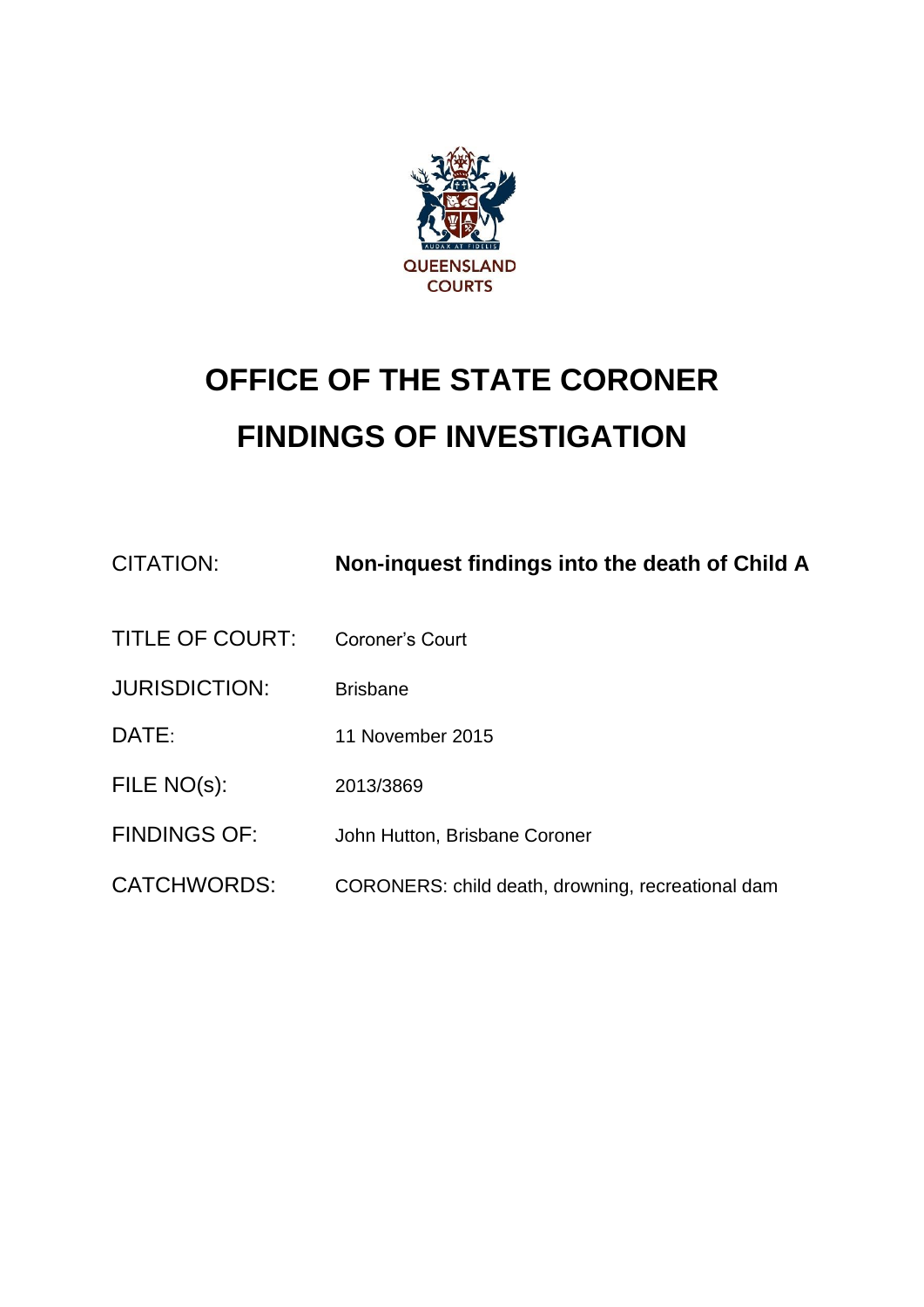QUEENSLAND COURTS

# OFFICE OF THE STATE CORONER
# FINDINGS OF INVESTIGATION

| | |
|---|---|
| CITATION: | **Non-inquest findings into the death of Child A** |
| TITLE OF COURT: | Coroner's Court |
| JURISDICTION: | Brisbane |
| DATE: | 11 November 2015 |
| FILE NO(s): | 2013/3869 |
| FINDINGS OF: | John Hutton, Brisbane Coroner |
| CATCHWORDS: | CORONERS: child death, drowning, recreational dam |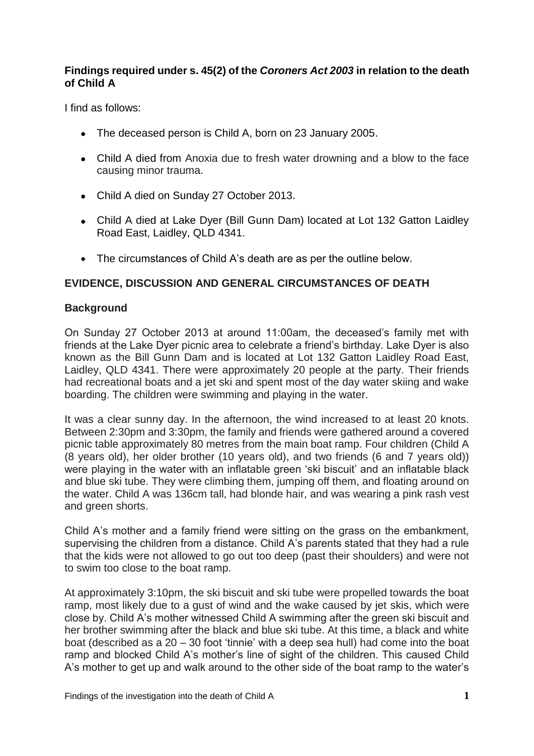**Findings required under s. 45(2) of the *Coroners Act 2003* in relation to the death of Child A**

I find as follows:

- The deceased person is Child A, born on 23 January 2005.
- Child A died from Anoxia due to fresh water drowning and a blow to the face causing minor trauma.
- Child A died on Sunday 27 October 2013.
- Child A died at Lake Dyer (Bill Gunn Dam) located at Lot 132 Gatton Laidley Road East, Laidley, QLD 4341.
- The circumstances of Child A's death are as per the outline below.

## EVIDENCE, DISCUSSION AND GENERAL CIRCUMSTANCES OF DEATH

### Background

On Sunday 27 October 2013 at around 11:00am, the deceased's family met with friends at the Lake Dyer picnic area to celebrate a friend's birthday. Lake Dyer is also known as the Bill Gunn Dam and is located at Lot 132 Gatton Laidley Road East, Laidley, QLD 4341. There were approximately 20 people at the party. Their friends had recreational boats and a jet ski and spent most of the day water skiing and wake boarding. The children were swimming and playing in the water.

It was a clear sunny day. In the afternoon, the wind increased to at least 20 knots. Between 2:30pm and 3:30pm, the family and friends were gathered around a covered picnic table approximately 80 metres from the main boat ramp. Four children (Child A (8 years old), her older brother (10 years old), and two friends (6 and 7 years old)) were playing in the water with an inflatable green 'ski biscuit' and an inflatable black and blue ski tube. They were climbing them, jumping off them, and floating around on the water. Child A was 136cm tall, had blonde hair, and was wearing a pink rash vest and green shorts.

Child A's mother and a family friend were sitting on the grass on the embankment, supervising the children from a distance. Child A's parents stated that they had a rule that the kids were not allowed to go out too deep (past their shoulders) and were not to swim too close to the boat ramp.

At approximately 3:10pm, the ski biscuit and ski tube were propelled towards the boat ramp, most likely due to a gust of wind and the wake caused by jet skis, which were close by. Child A's mother witnessed Child A swimming after the green ski biscuit and her brother swimming after the black and blue ski tube. At this time, a black and white boat (described as a 20 – 30 foot 'tinnie' with a deep sea hull) had come into the boat ramp and blocked Child A's mother's line of sight of the children. This caused Child A's mother to get up and walk around to the other side of the boat ramp to the water's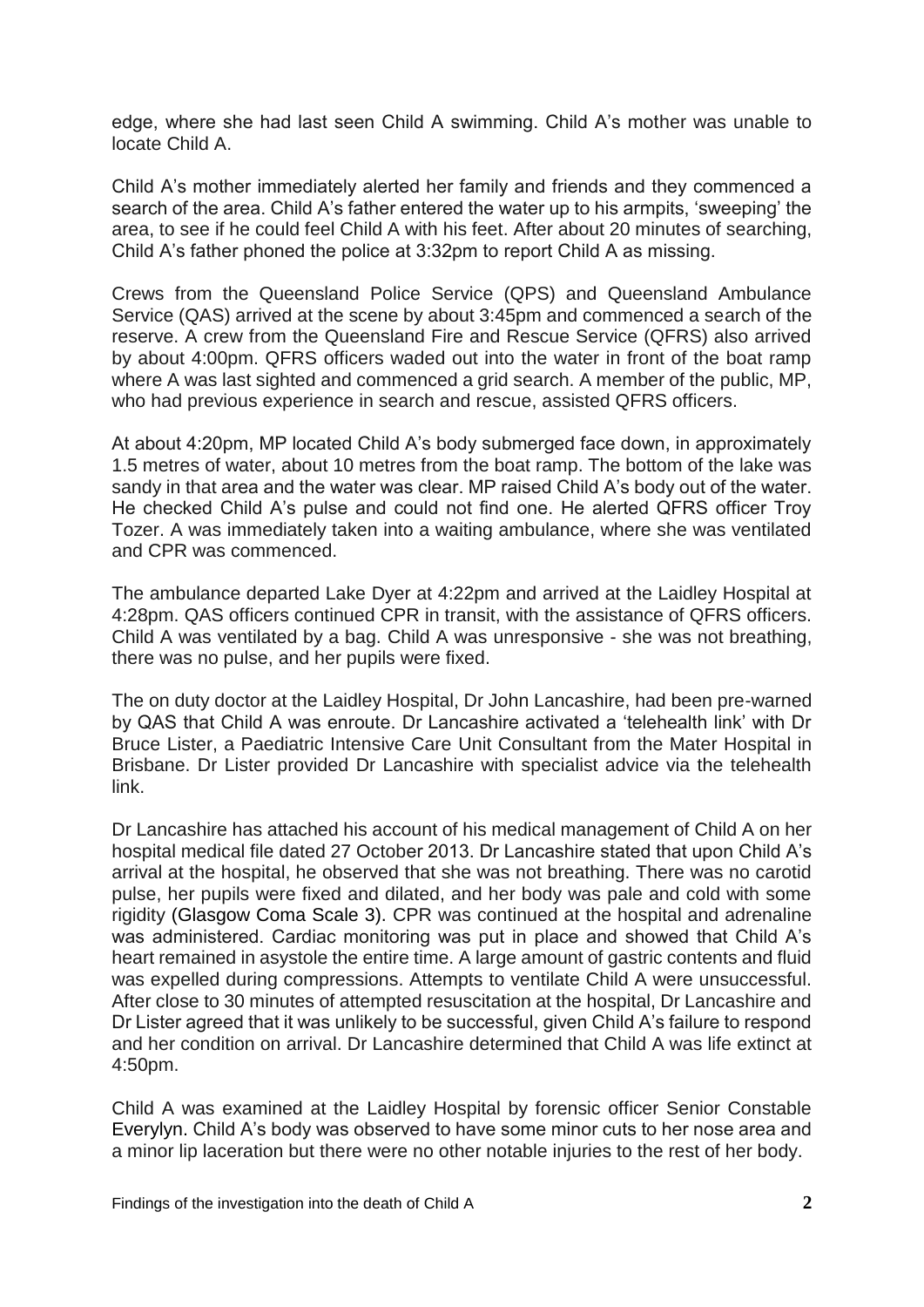edge, where she had last seen Child A swimming. Child A's mother was unable to locate Child A.

Child A's mother immediately alerted her family and friends and they commenced a search of the area. Child A's father entered the water up to his armpits, 'sweeping' the area, to see if he could feel Child A with his feet. After about 20 minutes of searching, Child A's father phoned the police at 3:32pm to report Child A as missing.

Crews from the Queensland Police Service (QPS) and Queensland Ambulance Service (QAS) arrived at the scene by about 3:45pm and commenced a search of the reserve. A crew from the Queensland Fire and Rescue Service (QFRS) also arrived by about 4:00pm. QFRS officers waded out into the water in front of the boat ramp where A was last sighted and commenced a grid search. A member of the public, MP, who had previous experience in search and rescue, assisted QFRS officers.

At about 4:20pm, MP located Child A's body submerged face down, in approximately 1.5 metres of water, about 10 metres from the boat ramp. The bottom of the lake was sandy in that area and the water was clear. MP raised Child A's body out of the water. He checked Child A's pulse and could not find one. He alerted QFRS officer Troy Tozer. A was immediately taken into a waiting ambulance, where she was ventilated and CPR was commenced.

The ambulance departed Lake Dyer at 4:22pm and arrived at the Laidley Hospital at 4:28pm. QAS officers continued CPR in transit, with the assistance of QFRS officers. Child A was ventilated by a bag. Child A was unresponsive - she was not breathing, there was no pulse, and her pupils were fixed.

The on duty doctor at the Laidley Hospital, Dr John Lancashire, had been pre-warned by QAS that Child A was enroute. Dr Lancashire activated a 'telehealth link' with Dr Bruce Lister, a Paediatric Intensive Care Unit Consultant from the Mater Hospital in Brisbane. Dr Lister provided Dr Lancashire with specialist advice via the telehealth link.

Dr Lancashire has attached his account of his medical management of Child A on her hospital medical file dated 27 October 2013. Dr Lancashire stated that upon Child A's arrival at the hospital, he observed that she was not breathing. There was no carotid pulse, her pupils were fixed and dilated, and her body was pale and cold with some rigidity (Glasgow Coma Scale 3). CPR was continued at the hospital and adrenaline was administered. Cardiac monitoring was put in place and showed that Child A's heart remained in asystole the entire time. A large amount of gastric contents and fluid was expelled during compressions. Attempts to ventilate Child A were unsuccessful. After close to 30 minutes of attempted resuscitation at the hospital, Dr Lancashire and Dr Lister agreed that it was unlikely to be successful, given Child A's failure to respond and her condition on arrival. Dr Lancashire determined that Child A was life extinct at 4:50pm.

Child A was examined at the Laidley Hospital by forensic officer Senior Constable Everylyn. Child A's body was observed to have some minor cuts to her nose area and a minor lip laceration but there were no other notable injuries to the rest of her body.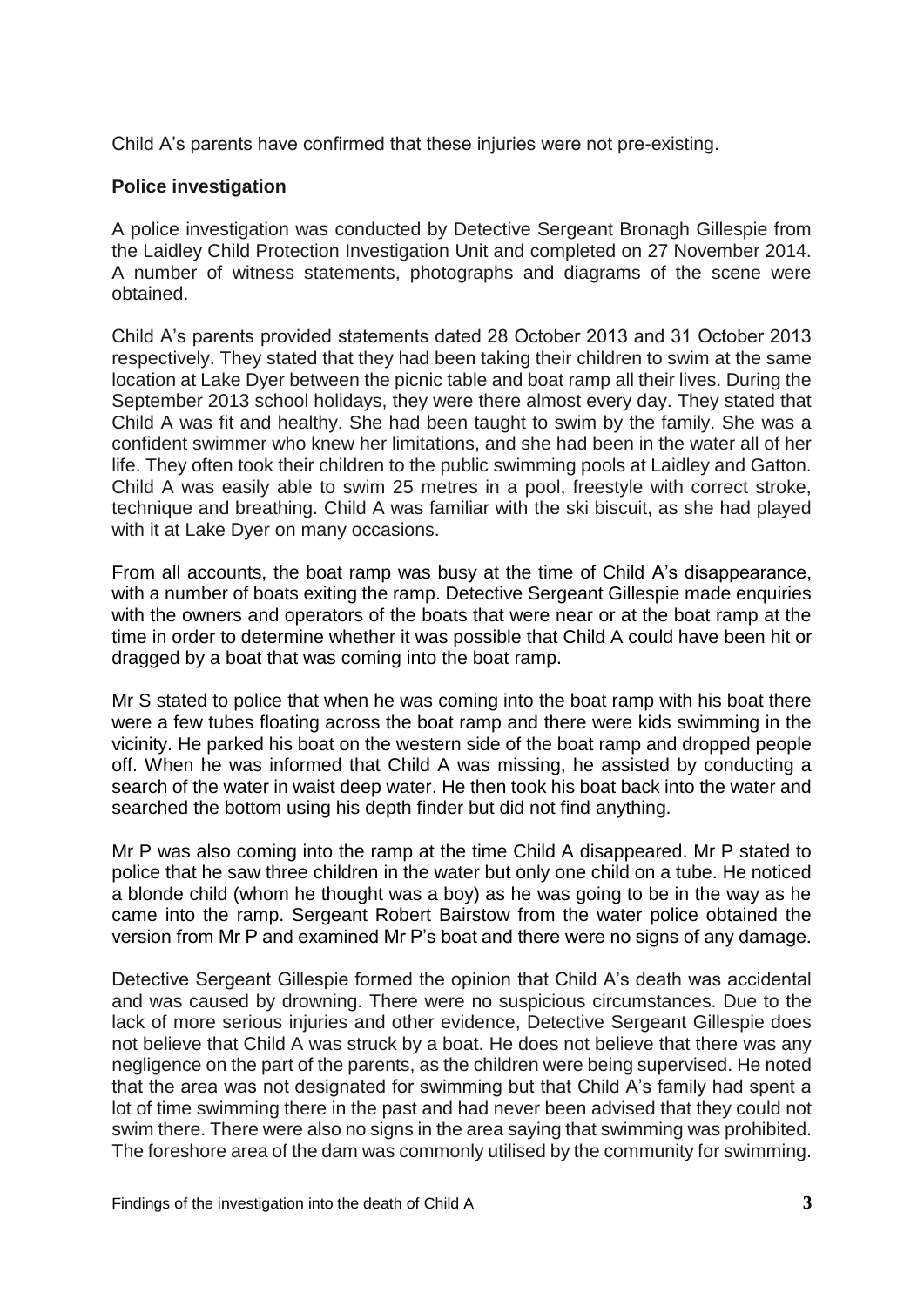Child A's parents have confirmed that these injuries were not pre-existing.

## Police investigation

A police investigation was conducted by Detective Sergeant Bronagh Gillespie from the Laidley Child Protection Investigation Unit and completed on 27 November 2014. A number of witness statements, photographs and diagrams of the scene were obtained.

Child A's parents provided statements dated 28 October 2013 and 31 October 2013 respectively. They stated that they had been taking their children to swim at the same location at Lake Dyer between the picnic table and boat ramp all their lives. During the September 2013 school holidays, they were there almost every day. They stated that Child A was fit and healthy. She had been taught to swim by the family. She was a confident swimmer who knew her limitations, and she had been in the water all of her life. They often took their children to the public swimming pools at Laidley and Gatton. Child A was easily able to swim 25 metres in a pool, freestyle with correct stroke, technique and breathing. Child A was familiar with the ski biscuit, as she had played with it at Lake Dyer on many occasions.

From all accounts, the boat ramp was busy at the time of Child A's disappearance, with a number of boats exiting the ramp. Detective Sergeant Gillespie made enquiries with the owners and operators of the boats that were near or at the boat ramp at the time in order to determine whether it was possible that Child A could have been hit or dragged by a boat that was coming into the boat ramp.

Mr S stated to police that when he was coming into the boat ramp with his boat there were a few tubes floating across the boat ramp and there were kids swimming in the vicinity. He parked his boat on the western side of the boat ramp and dropped people off. When he was informed that Child A was missing, he assisted by conducting a search of the water in waist deep water. He then took his boat back into the water and searched the bottom using his depth finder but did not find anything.

Mr P was also coming into the ramp at the time Child A disappeared. Mr P stated to police that he saw three children in the water but only one child on a tube. He noticed a blonde child (whom he thought was a boy) as he was going to be in the way as he came into the ramp. Sergeant Robert Bairstow from the water police obtained the version from Mr P and examined Mr P's boat and there were no signs of any damage.

Detective Sergeant Gillespie formed the opinion that Child A's death was accidental and was caused by drowning. There were no suspicious circumstances. Due to the lack of more serious injuries and other evidence, Detective Sergeant Gillespie does not believe that Child A was struck by a boat. He does not believe that there was any negligence on the part of the parents, as the children were being supervised. He noted that the area was not designated for swimming but that Child A's family had spent a lot of time swimming there in the past and had never been advised that they could not swim there. There were also no signs in the area saying that swimming was prohibited. The foreshore area of the dam was commonly utilised by the community for swimming.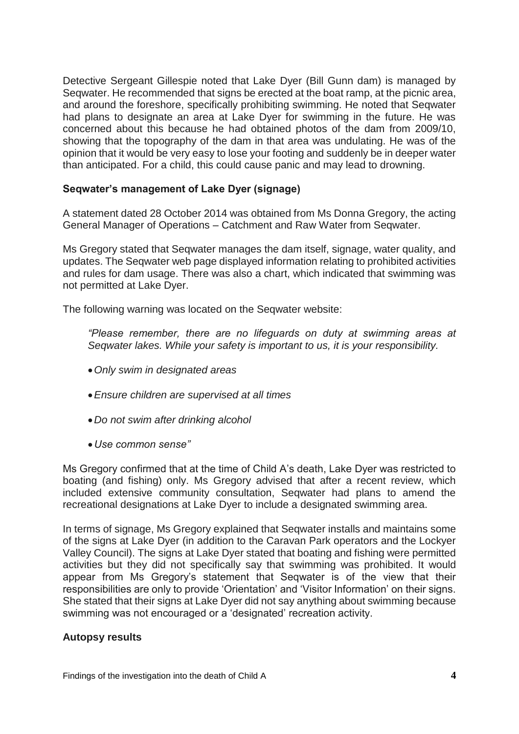Detective Sergeant Gillespie noted that Lake Dyer (Bill Gunn dam) is managed by Seqwater. He recommended that signs be erected at the boat ramp, at the picnic area, and around the foreshore, specifically prohibiting swimming. He noted that Seqwater had plans to designate an area at Lake Dyer for swimming in the future. He was concerned about this because he had obtained photos of the dam from 2009/10, showing that the topography of the dam in that area was undulating. He was of the opinion that it would be very easy to lose your footing and suddenly be in deeper water than anticipated. For a child, this could cause panic and may lead to drowning.

### Seqwater's management of Lake Dyer (signage)

A statement dated 28 October 2014 was obtained from Ms Donna Gregory, the acting General Manager of Operations – Catchment and Raw Water from Seqwater.

Ms Gregory stated that Seqwater manages the dam itself, signage, water quality, and updates. The Seqwater web page displayed information relating to prohibited activities and rules for dam usage. There was also a chart, which indicated that swimming was not permitted at Lake Dyer.

The following warning was located on the Seqwater website:

> *"Please remember, there are no lifeguards on duty at swimming areas at Seqwater lakes. While your safety is important to us, it is your responsibility.*
>
> - *Only swim in designated areas*
> - *Ensure children are supervised at all times*
> - *Do not swim after drinking alcohol*
> - *Use common sense"*

Ms Gregory confirmed that at the time of Child A's death, Lake Dyer was restricted to boating (and fishing) only. Ms Gregory advised that after a recent review, which included extensive community consultation, Seqwater had plans to amend the recreational designations at Lake Dyer to include a designated swimming area.

In terms of signage, Ms Gregory explained that Seqwater installs and maintains some of the signs at Lake Dyer (in addition to the Caravan Park operators and the Lockyer Valley Council). The signs at Lake Dyer stated that boating and fishing were permitted activities but they did not specifically say that swimming was prohibited. It would appear from Ms Gregory's statement that Seqwater is of the view that their responsibilities are only to provide 'Orientation' and 'Visitor Information' on their signs. She stated that their signs at Lake Dyer did not say anything about swimming because swimming was not encouraged or a 'designated' recreation activity.

### Autopsy results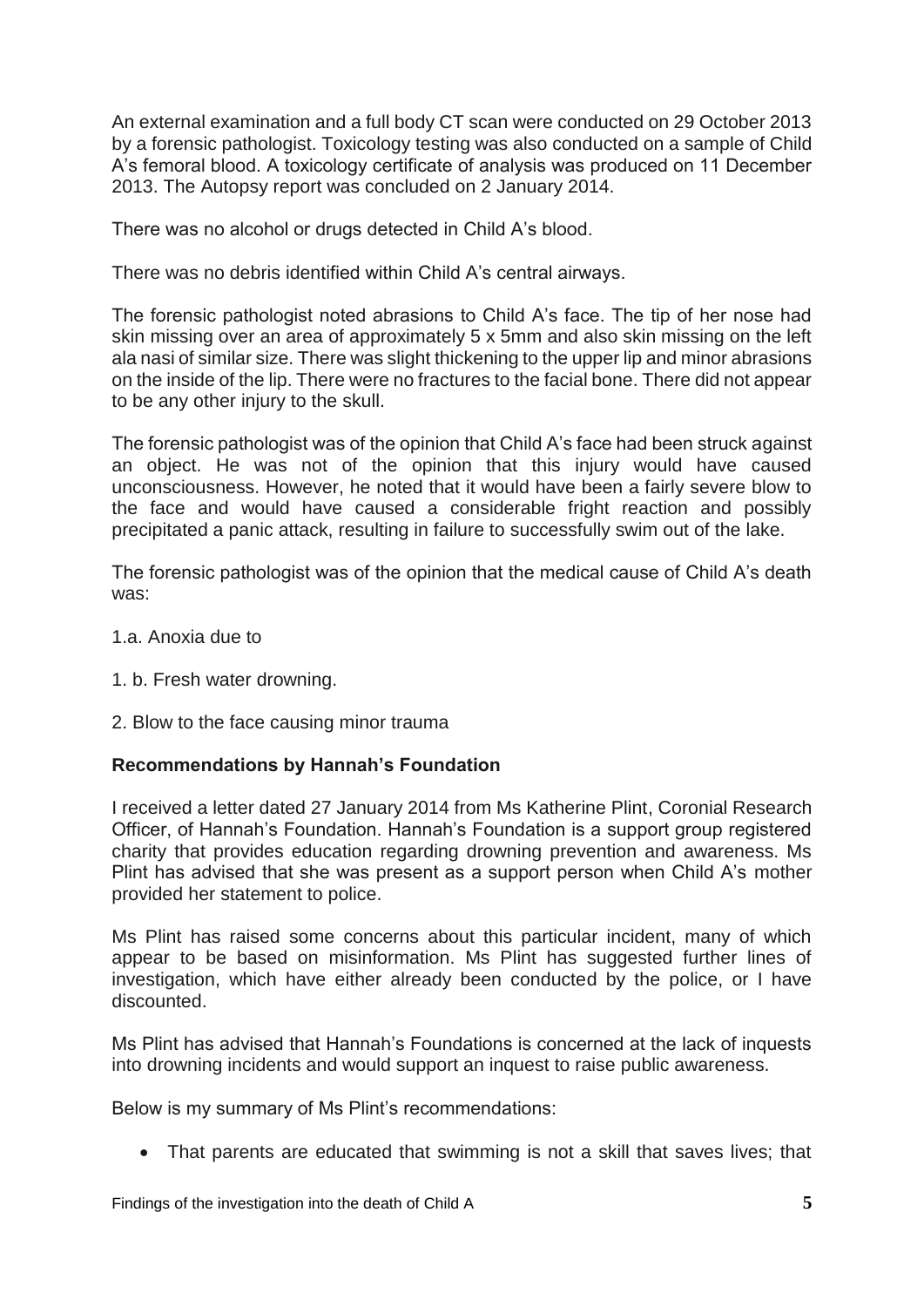An external examination and a full body CT scan were conducted on 29 October 2013 by a forensic pathologist. Toxicology testing was also conducted on a sample of Child A's femoral blood. A toxicology certificate of analysis was produced on 11 December 2013. The Autopsy report was concluded on 2 January 2014.

There was no alcohol or drugs detected in Child A's blood.

There was no debris identified within Child A's central airways.

The forensic pathologist noted abrasions to Child A's face. The tip of her nose had skin missing over an area of approximately 5 x 5mm and also skin missing on the left ala nasi of similar size. There was slight thickening to the upper lip and minor abrasions on the inside of the lip. There were no fractures to the facial bone. There did not appear to be any other injury to the skull.

The forensic pathologist was of the opinion that Child A's face had been struck against an object. He was not of the opinion that this injury would have caused unconsciousness. However, he noted that it would have been a fairly severe blow to the face and would have caused a considerable fright reaction and possibly precipitated a panic attack, resulting in failure to successfully swim out of the lake.

The forensic pathologist was of the opinion that the medical cause of Child A's death was:

1.a. Anoxia due to

1. b. Fresh water drowning.

2. Blow to the face causing minor trauma

**Recommendations by Hannah's Foundation**

I received a letter dated 27 January 2014 from Ms Katherine Plint, Coronial Research Officer, of Hannah's Foundation. Hannah's Foundation is a support group registered charity that provides education regarding drowning prevention and awareness. Ms Plint has advised that she was present as a support person when Child A's mother provided her statement to police.

Ms Plint has raised some concerns about this particular incident, many of which appear to be based on misinformation. Ms Plint has suggested further lines of investigation, which have either already been conducted by the police, or I have discounted.

Ms Plint has advised that Hannah's Foundations is concerned at the lack of inquests into drowning incidents and would support an inquest to raise public awareness.

Below is my summary of Ms Plint's recommendations:

- That parents are educated that swimming is not a skill that saves lives; that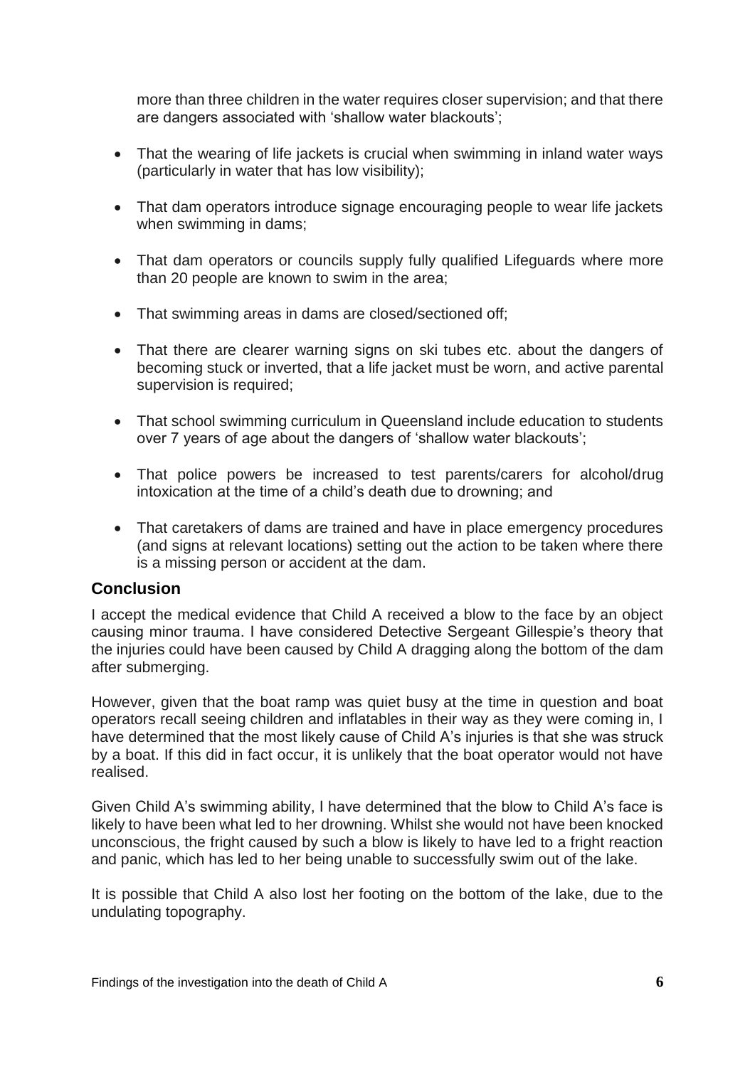more than three children in the water requires closer supervision; and that there are dangers associated with 'shallow water blackouts';

- That the wearing of life jackets is crucial when swimming in inland water ways (particularly in water that has low visibility);
- That dam operators introduce signage encouraging people to wear life jackets when swimming in dams;
- That dam operators or councils supply fully qualified Lifeguards where more than 20 people are known to swim in the area;
- That swimming areas in dams are closed/sectioned off;
- That there are clearer warning signs on ski tubes etc. about the dangers of becoming stuck or inverted, that a life jacket must be worn, and active parental supervision is required;
- That school swimming curriculum in Queensland include education to students over 7 years of age about the dangers of 'shallow water blackouts';
- That police powers be increased to test parents/carers for alcohol/drug intoxication at the time of a child's death due to drowning; and
- That caretakers of dams are trained and have in place emergency procedures (and signs at relevant locations) setting out the action to be taken where there is a missing person or accident at the dam.

## Conclusion

I accept the medical evidence that Child A received a blow to the face by an object causing minor trauma. I have considered Detective Sergeant Gillespie's theory that the injuries could have been caused by Child A dragging along the bottom of the dam after submerging.

However, given that the boat ramp was quiet busy at the time in question and boat operators recall seeing children and inflatables in their way as they were coming in, I have determined that the most likely cause of Child A's injuries is that she was struck by a boat. If this did in fact occur, it is unlikely that the boat operator would not have realised.

Given Child A's swimming ability, I have determined that the blow to Child A's face is likely to have been what led to her drowning. Whilst she would not have been knocked unconscious, the fright caused by such a blow is likely to have led to a fright reaction and panic, which has led to her being unable to successfully swim out of the lake.

It is possible that Child A also lost her footing on the bottom of the lake, due to the undulating topography.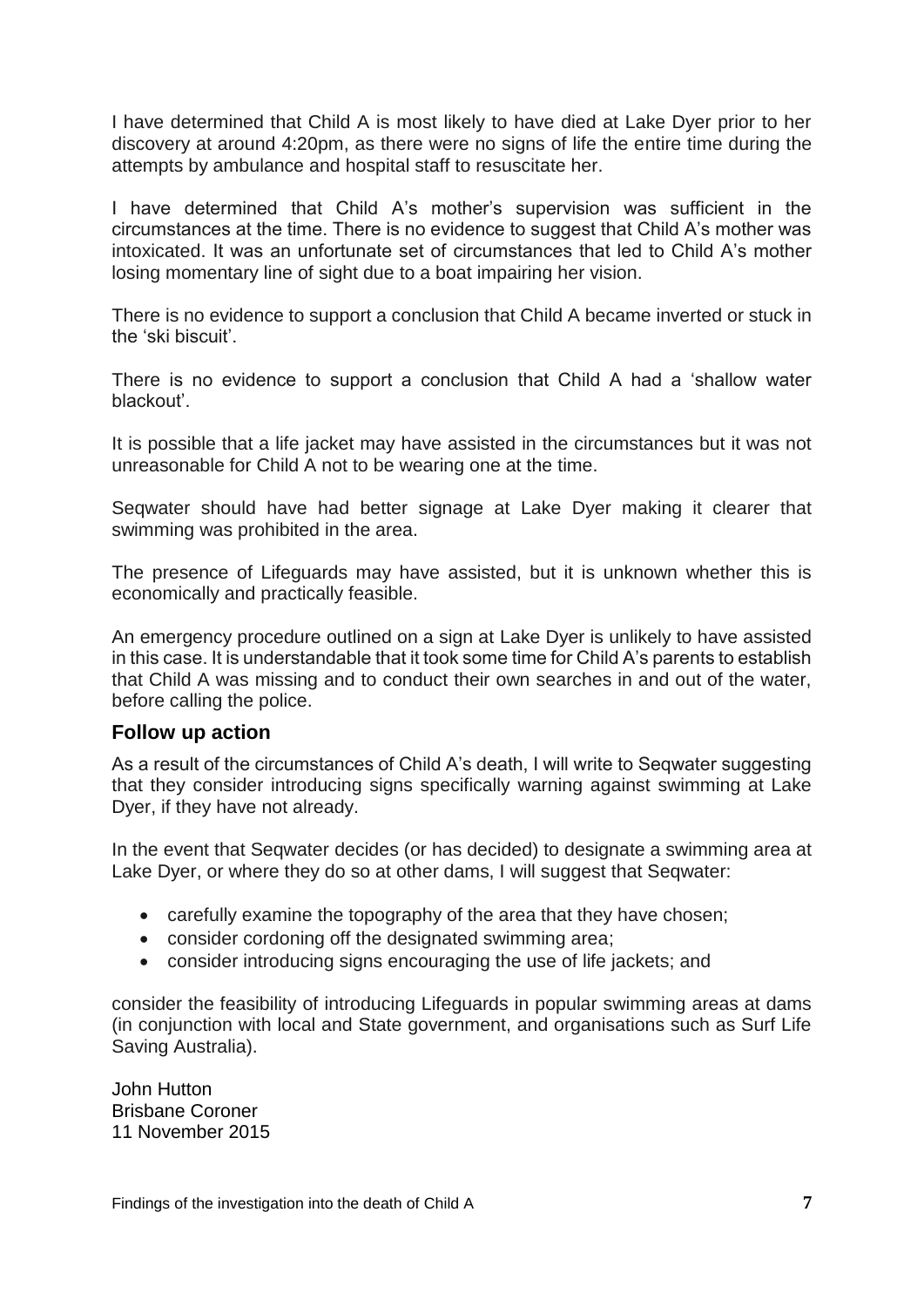I have determined that Child A is most likely to have died at Lake Dyer prior to her discovery at around 4:20pm, as there were no signs of life the entire time during the attempts by ambulance and hospital staff to resuscitate her.

I have determined that Child A's mother's supervision was sufficient in the circumstances at the time. There is no evidence to suggest that Child A's mother was intoxicated. It was an unfortunate set of circumstances that led to Child A's mother losing momentary line of sight due to a boat impairing her vision.

There is no evidence to support a conclusion that Child A became inverted or stuck in the 'ski biscuit'.

There is no evidence to support a conclusion that Child A had a 'shallow water blackout'.

It is possible that a life jacket may have assisted in the circumstances but it was not unreasonable for Child A not to be wearing one at the time.

Seqwater should have had better signage at Lake Dyer making it clearer that swimming was prohibited in the area.

The presence of Lifeguards may have assisted, but it is unknown whether this is economically and practically feasible.

An emergency procedure outlined on a sign at Lake Dyer is unlikely to have assisted in this case. It is understandable that it took some time for Child A's parents to establish that Child A was missing and to conduct their own searches in and out of the water, before calling the police.

## Follow up action

As a result of the circumstances of Child A's death, I will write to Seqwater suggesting that they consider introducing signs specifically warning against swimming at Lake Dyer, if they have not already.

In the event that Seqwater decides (or has decided) to designate a swimming area at Lake Dyer, or where they do so at other dams, I will suggest that Seqwater:

- carefully examine the topography of the area that they have chosen;
- consider cordoning off the designated swimming area;
- consider introducing signs encouraging the use of life jackets; and

consider the feasibility of introducing Lifeguards in popular swimming areas at dams (in conjunction with local and State government, and organisations such as Surf Life Saving Australia).

John Hutton  
Brisbane Coroner  
11 November 2015